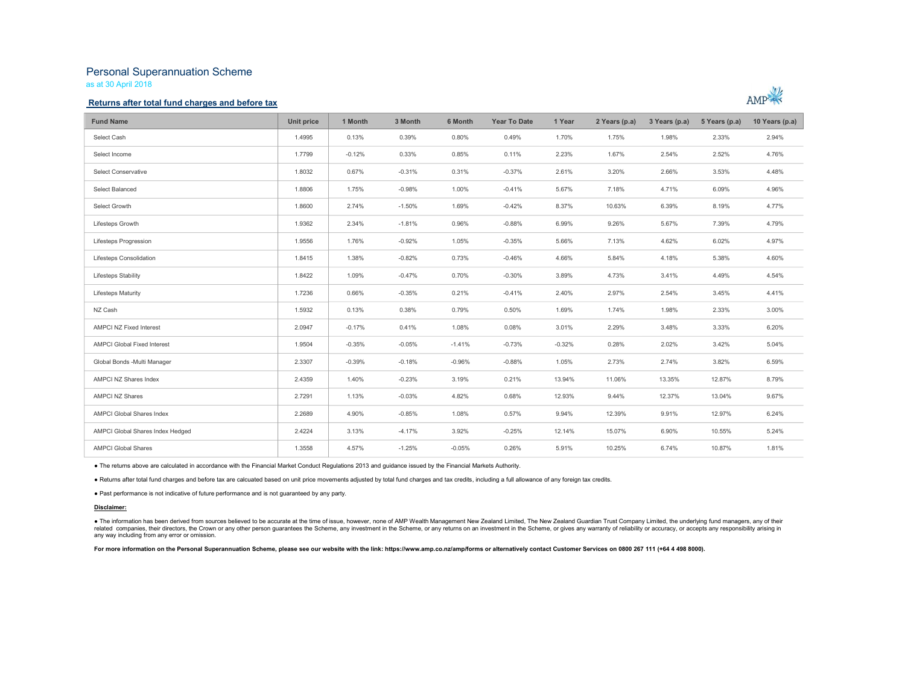# Personal Superannuation Scheme

as at 30 April 2018

## Returns after total fund charges and before tax

| Fund Name | Unit price | 1 Month | 3 Month | 6 Month | Year To Date | 1 Year | 2 Years (p.a) | 3 Years (p.a) | 5 Years (p.a) | 10 Years (p.a) |
|---|---|---|---|---|---|---|---|---|---|---|
| Select Cash | 1.4995 | 0.13% | 0.39% | 0.80% | 0.49% | 1.70% | 1.75% | 1.98% | 2.33% | 2.94% |
| Select Income | 1.7799 | -0.12% | 0.33% | 0.85% | 0.11% | 2.23% | 1.67% | 2.54% | 2.52% | 4.76% |
| Select Conservative | 1.8032 | 0.67% | -0.31% | 0.31% | -0.37% | 2.61% | 3.20% | 2.66% | 3.53% | 4.48% |
| Select Balanced | 1.8806 | 1.75% | -0.98% | 1.00% | -0.41% | 5.67% | 7.18% | 4.71% | 6.09% | 4.96% |
| Select Growth | 1.8600 | 2.74% | -1.50% | 1.69% | -0.42% | 8.37% | 10.63% | 6.39% | 8.19% | 4.77% |
| Lifesteps Growth | 1.9362 | 2.34% | -1.81% | 0.96% | -0.88% | 6.99% | 9.26% | 5.67% | 7.39% | 4.79% |
| Lifesteps Progression | 1.9556 | 1.76% | -0.92% | 1.05% | -0.35% | 5.66% | 7.13% | 4.62% | 6.02% | 4.97% |
| Lifesteps Consolidation | 1.8415 | 1.38% | -0.82% | 0.73% | -0.46% | 4.66% | 5.84% | 4.18% | 5.38% | 4.60% |
| Lifesteps Stability | 1.8422 | 1.09% | -0.47% | 0.70% | -0.30% | 3.89% | 4.73% | 3.41% | 4.49% | 4.54% |
| Lifesteps Maturity | 1.7236 | 0.66% | -0.35% | 0.21% | -0.41% | 2.40% | 2.97% | 2.54% | 3.45% | 4.41% |
| NZ Cash | 1.5932 | 0.13% | 0.38% | 0.79% | 0.50% | 1.69% | 1.74% | 1.98% | 2.33% | 3.00% |
| AMPCI NZ Fixed Interest | 2.0947 | -0.17% | 0.41% | 1.08% | 0.08% | 3.01% | 2.29% | 3.48% | 3.33% | 6.20% |
| AMPCI Global Fixed Interest | 1.9504 | -0.35% | -0.05% | -1.41% | -0.73% | -0.32% | 0.28% | 2.02% | 3.42% | 5.04% |
| Global Bonds -Multi Manager | 2.3307 | -0.39% | -0.18% | -0.96% | -0.88% | 1.05% | 2.73% | 2.74% | 3.82% | 6.59% |
| AMPCI NZ Shares Index | 2.4359 | 1.40% | -0.23% | 3.19% | 0.21% | 13.94% | 11.06% | 13.35% | 12.87% | 8.79% |
| AMPCI NZ Shares | 2.7291 | 1.13% | -0.03% | 4.82% | 0.68% | 12.93% | 9.44% | 12.37% | 13.04% | 9.67% |
| AMPCI Global Shares Index | 2.2689 | 4.90% | -0.85% | 1.08% | 0.57% | 9.94% | 12.39% | 9.91% | 12.97% | 6.24% |
| AMPCI Global Shares Index Hedged | 2.4224 | 3.13% | -4.17% | 3.92% | -0.25% | 12.14% | 15.07% | 6.90% | 10.55% | 5.24% |
| AMPCI Global Shares | 1.3558 | 4.57% | -1.25% | -0.05% | 0.26% | 5.91% | 10.25% | 6.74% | 10.87% | 1.81% |

- The returns above are calculated in accordance with the Financial Market Conduct Regulations 2013 and guidance issued by the Financial Markets Authority.
- Returns after total fund charges and before tax are calcuated based on unit price movements adjusted by total fund charges and tax credits, including a full allowance of any foreign tax credits.
- Past performance is not indicative of future performance and is not guaranteed by any party.

**Disclaimer:**

- The information has been derived from sources believed to be accurate at the time of issue, however, none of AMP Wealth Management New Zealand Limited, The New Zealand Guardian Trust Company Limited, the underlying fund managers, any of their related companies, their directors, the Crown or any other person guarantees the Scheme, any investment in the Scheme, or any returns on an investment in the Scheme, or gives any warranty of reliability or accuracy, or accepts any responsibility arising in any way including from any error or omission.

**For more information on the Personal Superannuation Scheme, please see our website with the link: https://www.amp.co.nz/amp/forms or alternatively contact Customer Services on 0800 267 111 (+64 4 498 8000).**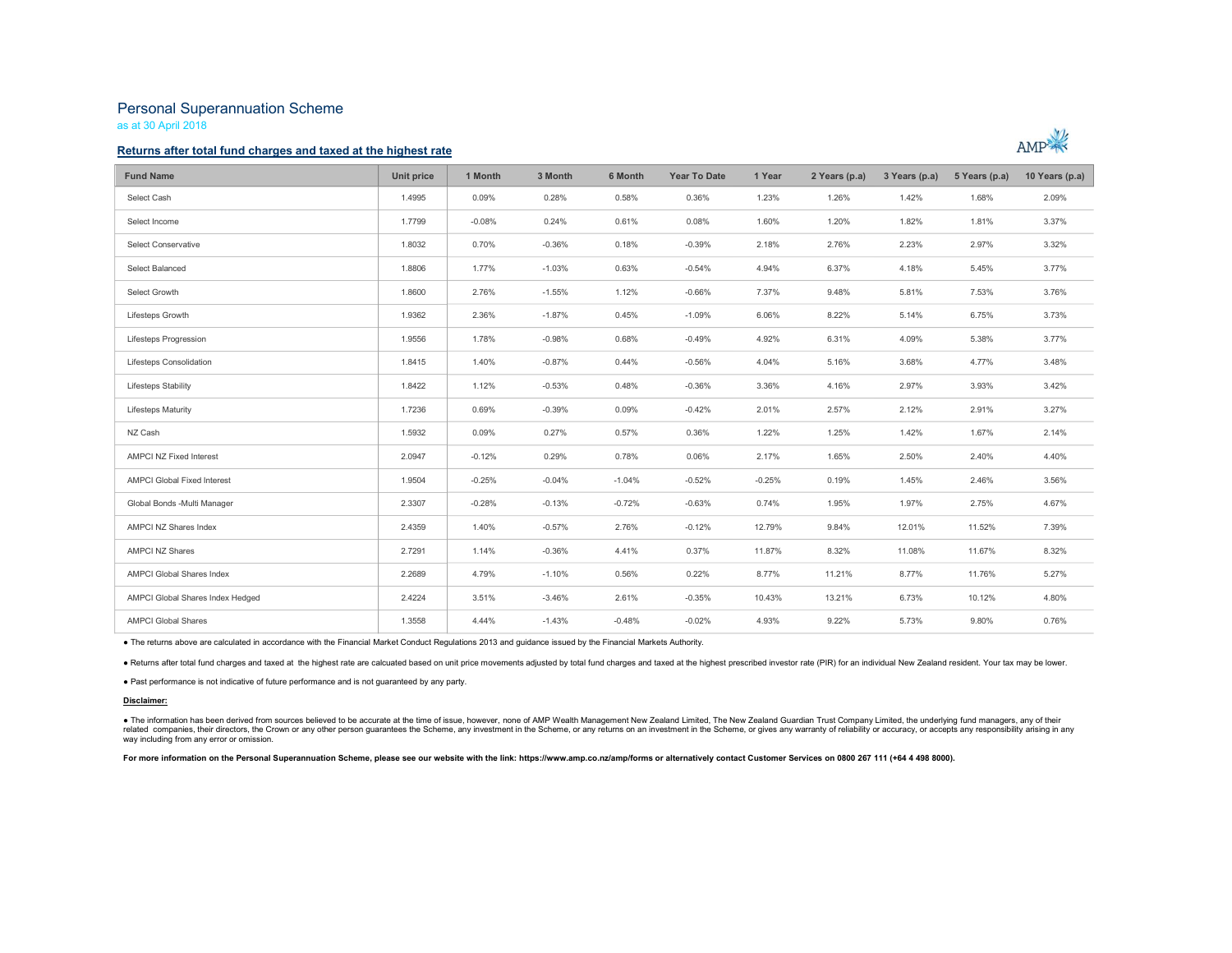# Personal Superannuation Scheme

as at 30 April 2018

## Returns after total fund charges and taxed at the highest rate

| Fund Name | Unit price | 1 Month | 3 Month | 6 Month | Year To Date | 1 Year | 2 Years (p.a) | 3 Years (p.a) | 5 Years (p.a) | 10 Years (p.a) |
|---|---|---|---|---|---|---|---|---|---|---|
| Select Cash | 1.4995 | 0.09% | 0.28% | 0.58% | 0.36% | 1.23% | 1.26% | 1.42% | 1.68% | 2.09% |
| Select Income | 1.7799 | -0.08% | 0.24% | 0.61% | 0.08% | 1.60% | 1.20% | 1.82% | 1.81% | 3.37% |
| Select Conservative | 1.8032 | 0.70% | -0.36% | 0.18% | -0.39% | 2.18% | 2.76% | 2.23% | 2.97% | 3.32% |
| Select Balanced | 1.8806 | 1.77% | -1.03% | 0.63% | -0.54% | 4.94% | 6.37% | 4.18% | 5.45% | 3.77% |
| Select Growth | 1.8600 | 2.76% | -1.55% | 1.12% | -0.66% | 7.37% | 9.48% | 5.81% | 7.53% | 3.76% |
| Lifesteps Growth | 1.9362 | 2.36% | -1.87% | 0.45% | -1.09% | 6.06% | 8.22% | 5.14% | 6.75% | 3.73% |
| Lifesteps Progression | 1.9556 | 1.78% | -0.98% | 0.68% | -0.49% | 4.92% | 6.31% | 4.09% | 5.38% | 3.77% |
| Lifesteps Consolidation | 1.8415 | 1.40% | -0.87% | 0.44% | -0.56% | 4.04% | 5.16% | 3.68% | 4.77% | 3.48% |
| Lifesteps Stability | 1.8422 | 1.12% | -0.53% | 0.48% | -0.36% | 3.36% | 4.16% | 2.97% | 3.93% | 3.42% |
| Lifesteps Maturity | 1.7236 | 0.69% | -0.39% | 0.09% | -0.42% | 2.01% | 2.57% | 2.12% | 2.91% | 3.27% |
| NZ Cash | 1.5932 | 0.09% | 0.27% | 0.57% | 0.36% | 1.22% | 1.25% | 1.42% | 1.67% | 2.14% |
| AMPCI NZ Fixed Interest | 2.0947 | -0.12% | 0.29% | 0.78% | 0.06% | 2.17% | 1.65% | 2.50% | 2.40% | 4.40% |
| AMPCI Global Fixed Interest | 1.9504 | -0.25% | -0.04% | -1.04% | -0.52% | -0.25% | 0.19% | 1.45% | 2.46% | 3.56% |
| Global Bonds -Multi Manager | 2.3307 | -0.28% | -0.13% | -0.72% | -0.63% | 0.74% | 1.95% | 1.97% | 2.75% | 4.67% |
| AMPCI NZ Shares Index | 2.4359 | 1.40% | -0.57% | 2.76% | -0.12% | 12.79% | 9.84% | 12.01% | 11.52% | 7.39% |
| AMPCI NZ Shares | 2.7291 | 1.14% | -0.36% | 4.41% | 0.37% | 11.87% | 8.32% | 11.08% | 11.67% | 8.32% |
| AMPCI Global Shares Index | 2.2689 | 4.79% | -1.10% | 0.56% | 0.22% | 8.77% | 11.21% | 8.77% | 11.76% | 5.27% |
| AMPCI Global Shares Index Hedged | 2.4224 | 3.51% | -3.46% | 2.61% | -0.35% | 10.43% | 13.21% | 6.73% | 10.12% | 4.80% |
| AMPCI Global Shares | 1.3558 | 4.44% | -1.43% | -0.48% | -0.02% | 4.93% | 9.22% | 5.73% | 9.80% | 0.76% |

● The returns above are calculated in accordance with the Financial Market Conduct Regulations 2013 and guidance issued by the Financial Markets Authority.

● Returns after total fund charges and taxed at the highest rate are calcuated based on unit price movements adjusted by total fund charges and taxed at the highest prescribed investor rate (PIR) for an individual New Zealand resident. Your tax may be lower.

● Past performance is not indicative of future performance and is not guaranteed by any party.

**Disclaimer:**

● The information has been derived from sources believed to be accurate at the time of issue, however, none of AMP Wealth Management New Zealand Limited, The New Zealand Guardian Trust Company Limited, the underlying fund managers, any of their related companies, their directors, the Crown or any other person guarantees the Scheme, any investment in the Scheme, or any returns on an investment in the Scheme, or gives any warranty of reliability or accuracy, or accepts any responsibility arising in any way including from any error or omission.

**For more information on the Personal Superannuation Scheme, please see our website with the link: https://www.amp.co.nz/amp/forms or alternatively contact Customer Services on 0800 267 111 (+64 4 498 8000).**